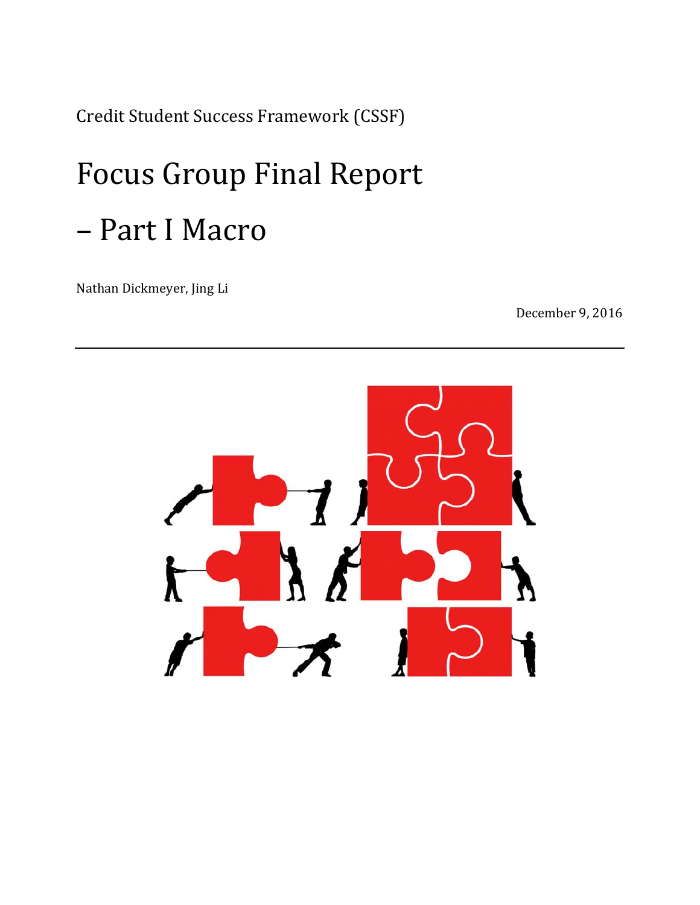Credit Student Success Framework (CSSF)

# Focus Group Final Report – Part I Macro

Nathan Dickmeyer, Jing Li

December 9, 2016

---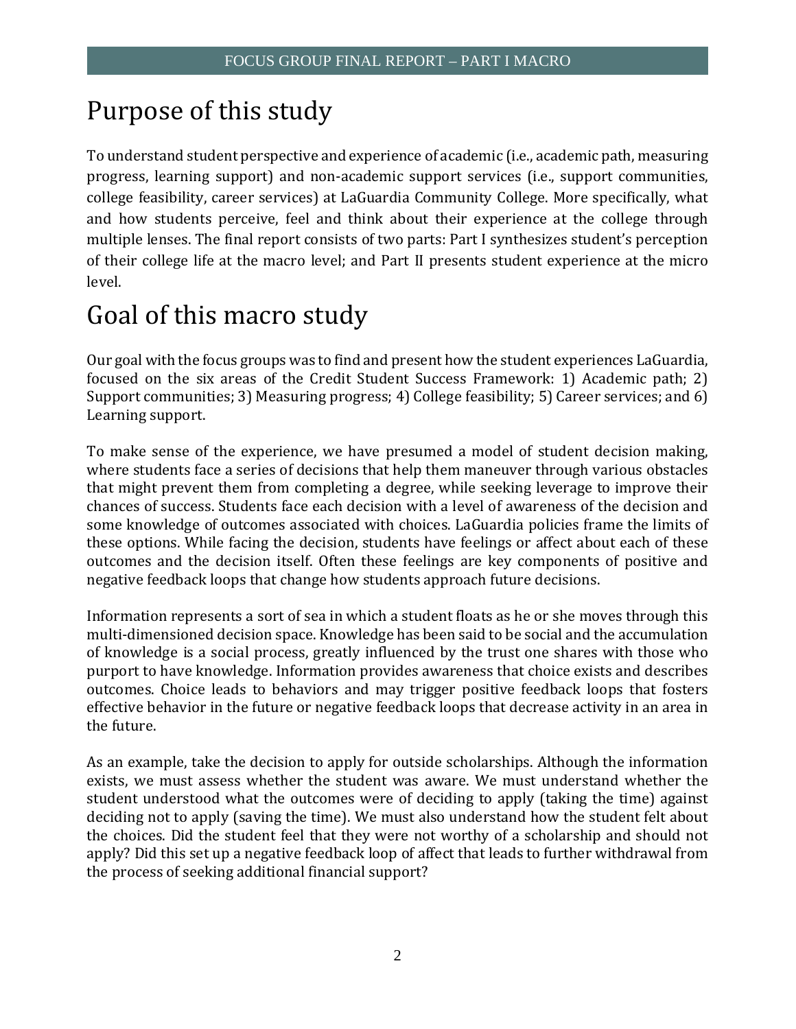# Purpose of this study

To understand student perspective and experience of academic (i.e., academic path, measuring progress, learning support) and non-academic support services (i.e., support communities, college feasibility, career services) at LaGuardia Community College. More specifically, what and how students perceive, feel and think about their experience at the college through multiple lenses. The final report consists of two parts: Part I synthesizes student's perception of their college life at the macro level; and Part II presents student experience at the micro level.

# Goal of this macro study

Our goal with the focus groups was to find and present how the student experiences LaGuardia, focused on the six areas of the Credit Student Success Framework: 1) Academic path; 2) Support communities; 3) Measuring progress; 4) College feasibility; 5) Career services; and 6) Learning support.

To make sense of the experience, we have presumed a model of student decision making, where students face a series of decisions that help them maneuver through various obstacles that might prevent them from completing a degree, while seeking leverage to improve their chances of success. Students face each decision with a level of awareness of the decision and some knowledge of outcomes associated with choices. LaGuardia policies frame the limits of these options. While facing the decision, students have feelings or affect about each of these outcomes and the decision itself. Often these feelings are key components of positive and negative feedback loops that change how students approach future decisions.

Information represents a sort of sea in which a student floats as he or she moves through this multi-dimensioned decision space. Knowledge has been said to be social and the accumulation of knowledge is a social process, greatly influenced by the trust one shares with those who purport to have knowledge. Information provides awareness that choice exists and describes outcomes. Choice leads to behaviors and may trigger positive feedback loops that fosters effective behavior in the future or negative feedback loops that decrease activity in an area in the future.

As an example, take the decision to apply for outside scholarships. Although the information exists, we must assess whether the student was aware. We must understand whether the student understood what the outcomes were of deciding to apply (taking the time) against deciding not to apply (saving the time). We must also understand how the student felt about the choices. Did the student feel that they were not worthy of a scholarship and should not apply? Did this set up a negative feedback loop of affect that leads to further withdrawal from the process of seeking additional financial support?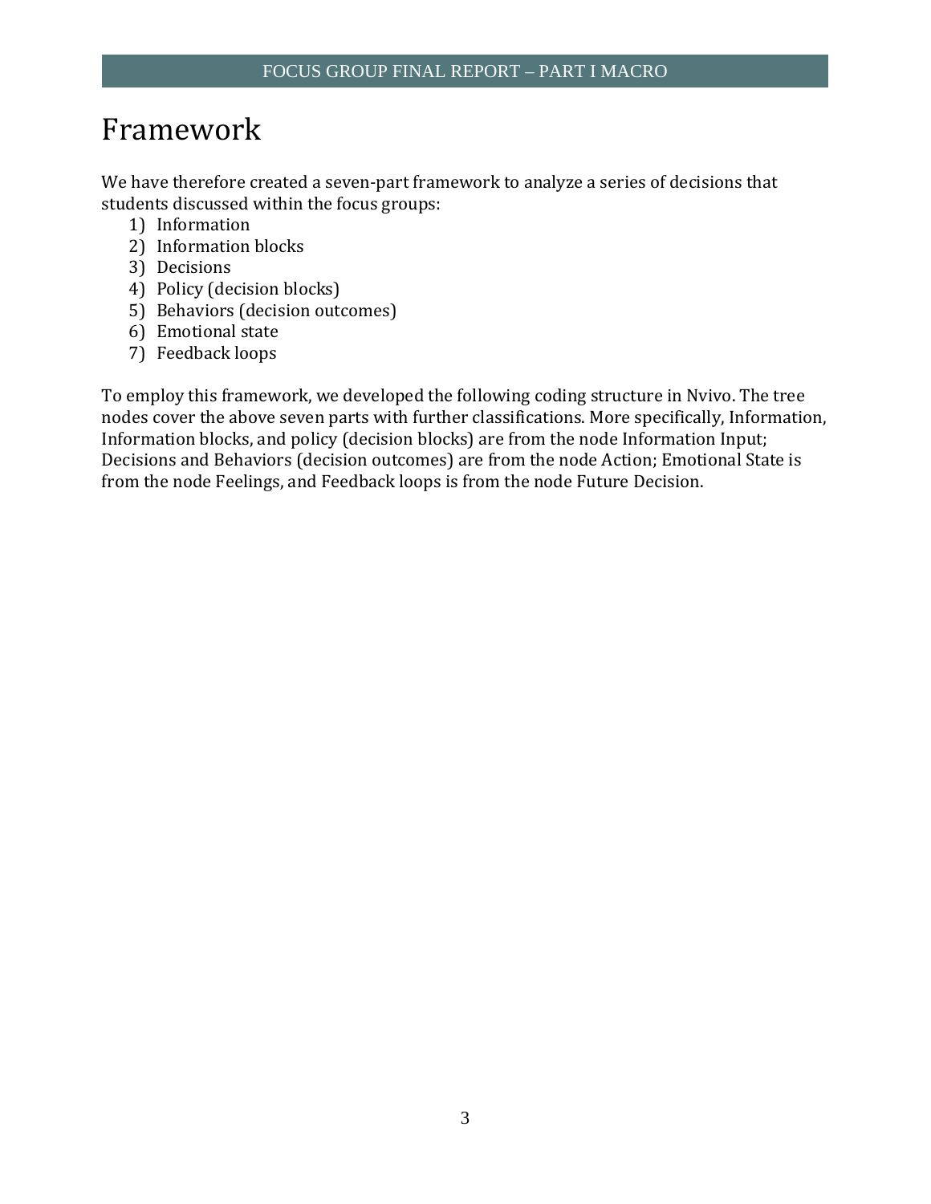# Framework

We have therefore created a seven-part framework to analyze a series of decisions that students discussed within the focus groups:

1) Information
2) Information blocks
3) Decisions
4) Policy (decision blocks)
5) Behaviors (decision outcomes)
6) Emotional state
7) Feedback loops

To employ this framework, we developed the following coding structure in Nvivo. The tree nodes cover the above seven parts with further classifications. More specifically, Information, Information blocks, and policy (decision blocks) are from the node Information Input; Decisions and Behaviors (decision outcomes) are from the node Action; Emotional State is from the node Feelings, and Feedback loops is from the node Future Decision.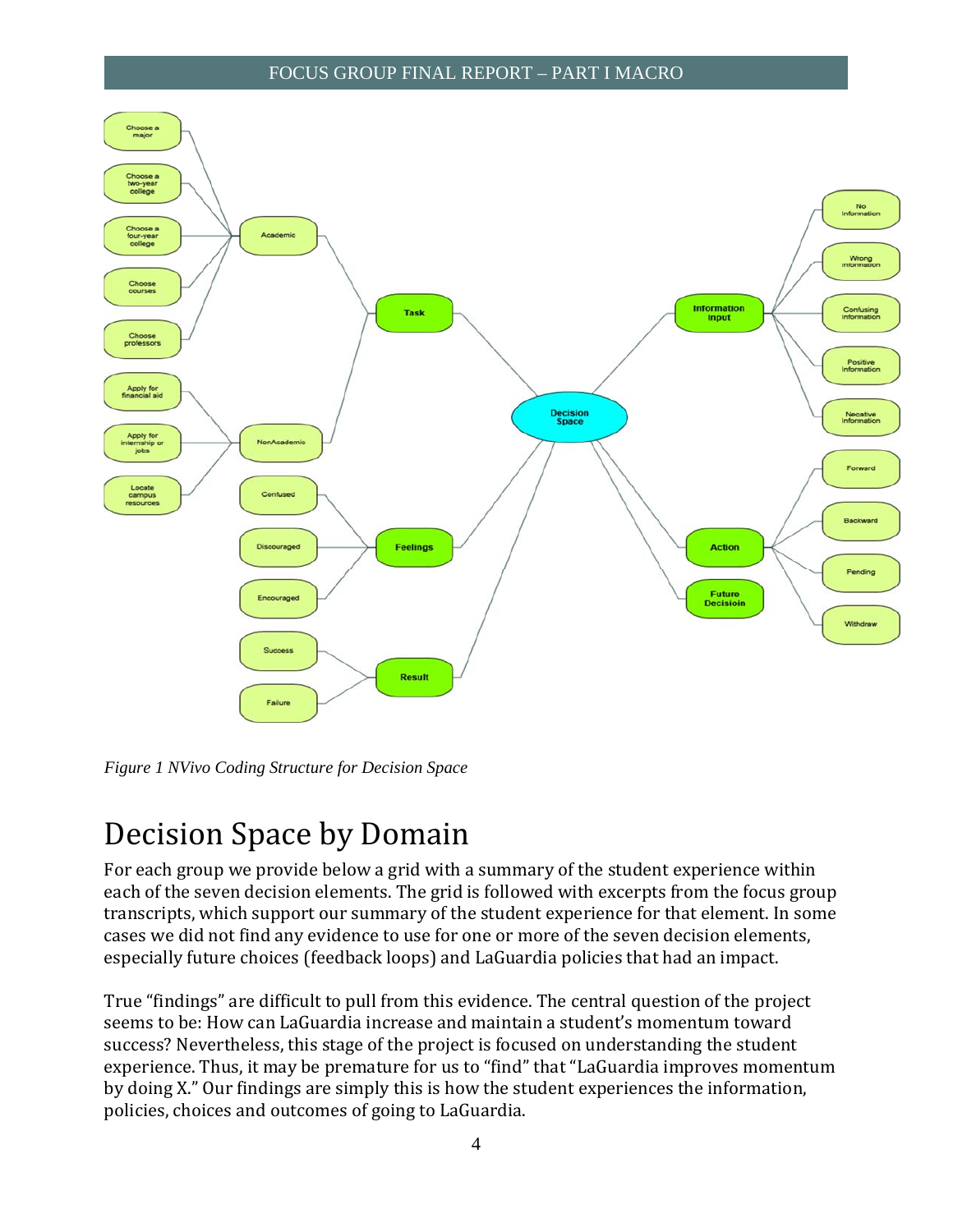*Figure 1 NVivo Coding Structure for Decision Space*

## Decision Space by Domain

For each group we provide below a grid with a summary of the student experience within each of the seven decision elements. The grid is followed with excerpts from the focus group transcripts, which support our summary of the student experience for that element. In some cases we did not find any evidence to use for one or more of the seven decision elements, especially future choices (feedback loops) and LaGuardia policies that had an impact.

True "findings" are difficult to pull from this evidence. The central question of the project seems to be: How can LaGuardia increase and maintain a student's momentum toward success? Nevertheless, this stage of the project is focused on understanding the student experience. Thus, it may be premature for us to "find" that "LaGuardia improves momentum by doing X." Our findings are simply this is how the student experiences the information, policies, choices and outcomes of going to LaGuardia.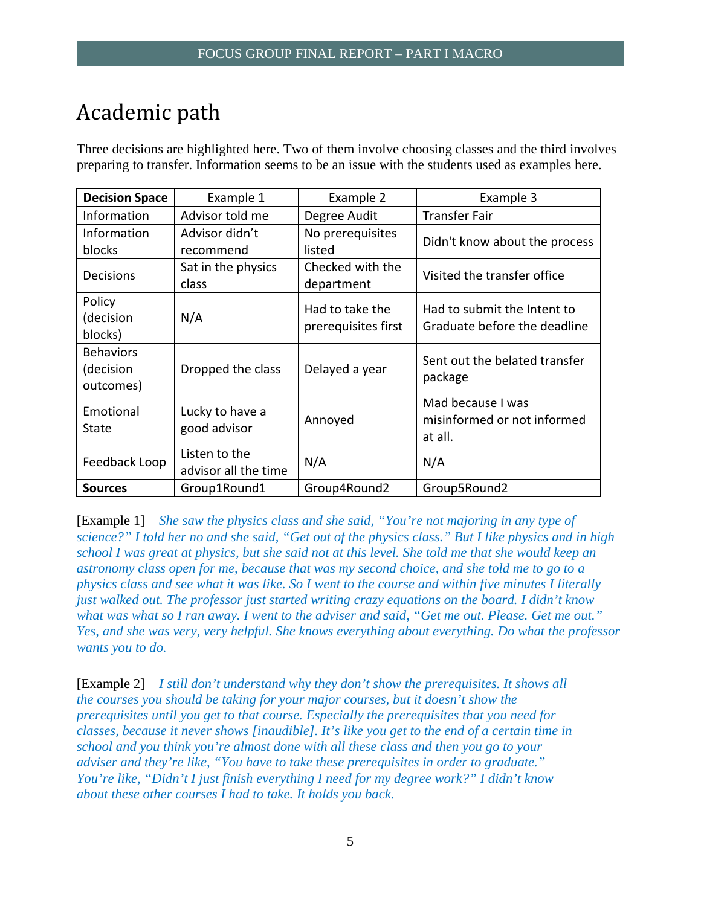# Academic path

Three decisions are highlighted here. Two of them involve choosing classes and the third involves preparing to transfer. Information seems to be an issue with the students used as examples here.

| **Decision Space** | Example 1 | Example 2 | Example 3 |
|---|---|---|---|
| Information | Advisor told me | Degree Audit | Transfer Fair |
| Information blocks | Advisor didn't recommend | No prerequisites listed | Didn't know about the process |
| Decisions | Sat in the physics class | Checked with the department | Visited the transfer office |
| Policy (decision blocks) | N/A | Had to take the prerequisites first | Had to submit the Intent to Graduate before the deadline |
| Behaviors (decision outcomes) | Dropped the class | Delayed a year | Sent out the belated transfer package |
| Emotional State | Lucky to have a good advisor | Annoyed | Mad because I was misinformed or not informed at all. |
| Feedback Loop | Listen to the advisor all the time | N/A | N/A |
| **Sources** | Group1Round1 | Group4Round2 | Group5Round2 |

[Example 1] *She saw the physics class and she said, "You're not majoring in any type of science?" I told her no and she said, "Get out of the physics class." But I like physics and in high school I was great at physics, but she said not at this level. She told me that she would keep an astronomy class open for me, because that was my second choice, and she told me to go to a physics class and see what it was like. So I went to the course and within five minutes I literally just walked out. The professor just started writing crazy equations on the board. I didn't know what was what so I ran away. I went to the adviser and said, "Get me out. Please. Get me out." Yes, and she was very, very helpful. She knows everything about everything. Do what the professor wants you to do.*

[Example 2] *I still don't understand why they don't show the prerequisites. It shows all the courses you should be taking for your major courses, but it doesn't show the prerequisites until you get to that course. Especially the prerequisites that you need for classes, because it never shows [inaudible]. It's like you get to the end of a certain time in school and you think you're almost done with all these class and then you go to your adviser and they're like, "You have to take these prerequisites in order to graduate." You're like, "Didn't I just finish everything I need for my degree work?" I didn't know about these other courses I had to take. It holds you back.*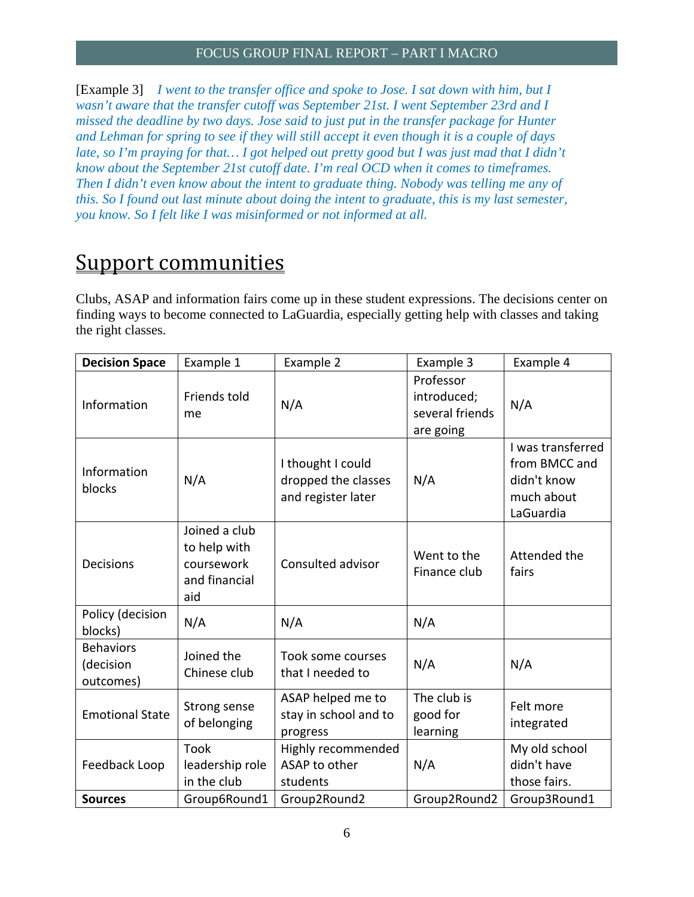[Example 3] *I went to the transfer office and spoke to Jose. I sat down with him, but I wasn't aware that the transfer cutoff was September 21st. I went September 23rd and I missed the deadline by two days. Jose said to just put in the transfer package for Hunter and Lehman for spring to see if they will still accept it even though it is a couple of days late, so I'm praying for that… I got helped out pretty good but I was just mad that I didn't know about the September 21st cutoff date. I'm real OCD when it comes to timeframes. Then I didn't even know about the intent to graduate thing. Nobody was telling me any of this. So I found out last minute about doing the intent to graduate, this is my last semester, you know. So I felt like I was misinformed or not informed at all.*

# Support communities

Clubs, ASAP and information fairs come up in these student expressions. The decisions center on finding ways to become connected to LaGuardia, especially getting help with classes and taking the right classes.

| **Decision Space** | Example 1 | Example 2 | Example 3 | Example 4 |
|---|---|---|---|---|
| Information | Friends told me | N/A | Professor introduced; several friends are going | N/A |
| Information blocks | N/A | I thought I could dropped the classes and register later | N/A | I was transferred from BMCC and didn't know much about LaGuardia |
| Decisions | Joined a club to help with coursework and financial aid | Consulted advisor | Went to the Finance club | Attended the fairs |
| Policy (decision blocks) | N/A | N/A | N/A | |
| Behaviors (decision outcomes) | Joined the Chinese club | Took some courses that I needed to | N/A | N/A |
| Emotional State | Strong sense of belonging | ASAP helped me to stay in school and to progress | The club is good for learning | Felt more integrated |
| Feedback Loop | Took leadership role in the club | Highly recommended ASAP to other students | N/A | My old school didn't have those fairs. |
| **Sources** | Group6Round1 | Group2Round2 | Group2Round2 | Group3Round1 |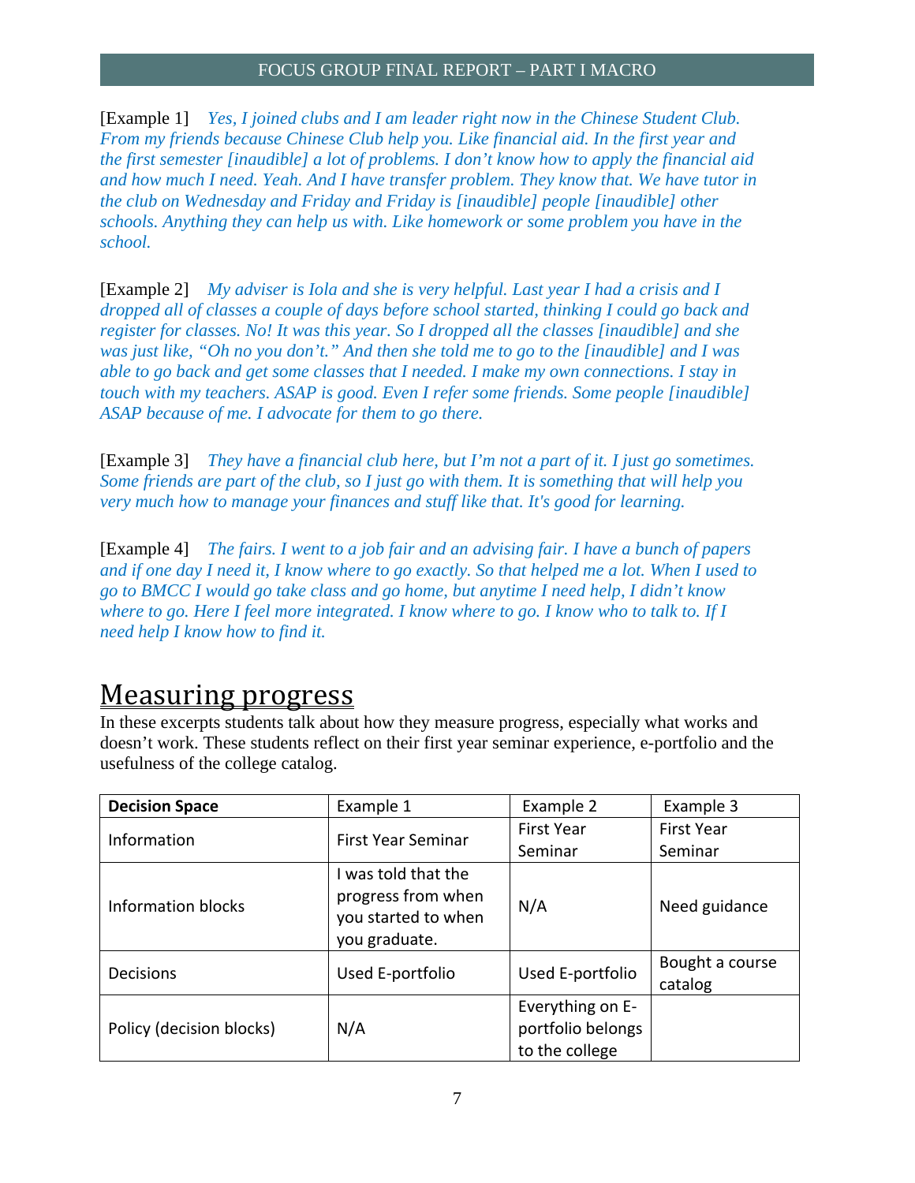[Example 1] *Yes, I joined clubs and I am leader right now in the Chinese Student Club. From my friends because Chinese Club help you. Like financial aid. In the first year and the first semester [inaudible] a lot of problems. I don't know how to apply the financial aid and how much I need. Yeah. And I have transfer problem. They know that. We have tutor in the club on Wednesday and Friday and Friday is [inaudible] people [inaudible] other schools. Anything they can help us with. Like homework or some problem you have in the school.*

[Example 2] *My adviser is Iola and she is very helpful. Last year I had a crisis and I dropped all of classes a couple of days before school started, thinking I could go back and register for classes. No! It was this year. So I dropped all the classes [inaudible] and she was just like, "Oh no you don't." And then she told me to go to the [inaudible] and I was able to go back and get some classes that I needed. I make my own connections. I stay in touch with my teachers. ASAP is good. Even I refer some friends. Some people [inaudible] ASAP because of me. I advocate for them to go there.*

[Example 3] *They have a financial club here, but I'm not a part of it. I just go sometimes. Some friends are part of the club, so I just go with them. It is something that will help you very much how to manage your finances and stuff like that. It's good for learning.*

[Example 4] *The fairs. I went to a job fair and an advising fair. I have a bunch of papers and if one day I need it, I know where to go exactly. So that helped me a lot. When I used to go to BMCC I would go take class and go home, but anytime I need help, I didn't know where to go. Here I feel more integrated. I know where to go. I know who to talk to. If I need help I know how to find it.*

# Measuring progress

In these excerpts students talk about how they measure progress, especially what works and doesn't work. These students reflect on their first year seminar experience, e-portfolio and the usefulness of the college catalog.

| **Decision Space** | Example 1 | Example 2 | Example 3 |
|---|---|---|---|
| Information | First Year Seminar | First Year Seminar | First Year Seminar |
| Information blocks | I was told that the progress from when you started to when you graduate. | N/A | Need guidance |
| Decisions | Used E-portfolio | Used E-portfolio | Bought a course catalog |
| Policy (decision blocks) | N/A | Everything on E-portfolio belongs to the college | |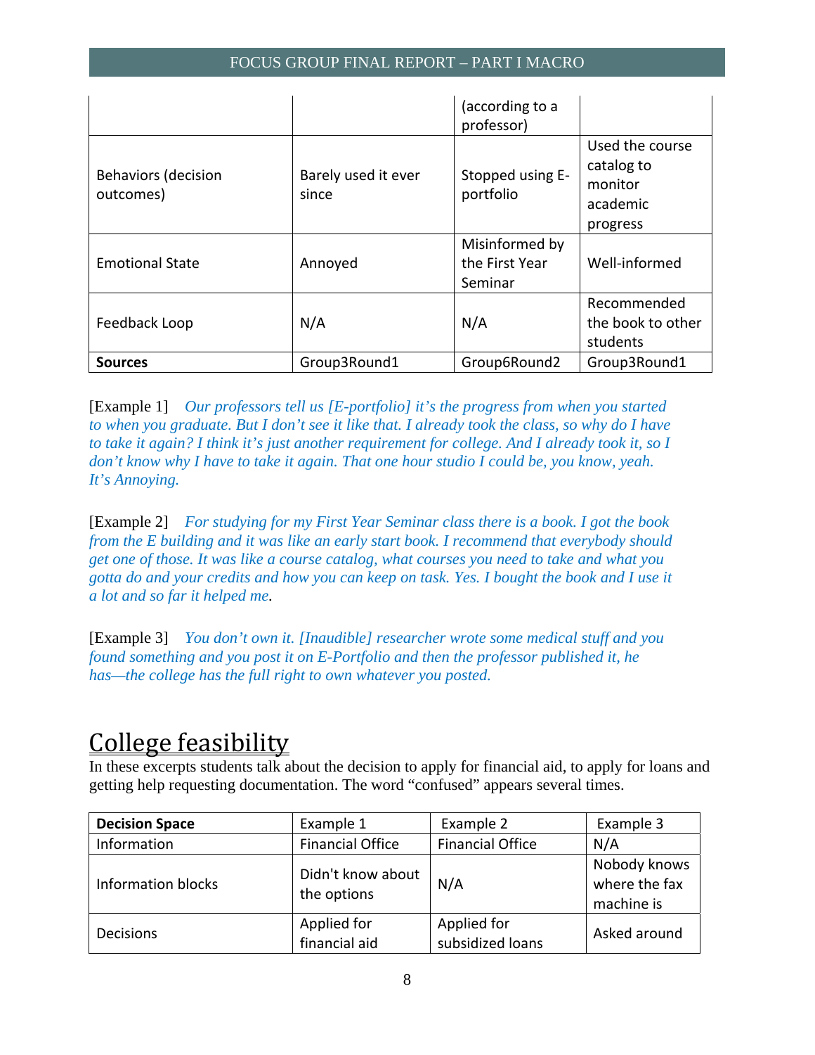| | | | |
|---|---|---|---|
| | | (according to a professor) | |
| Behaviors (decision outcomes) | Barely used it ever since | Stopped using E-portfolio | Used the course catalog to monitor academic progress |
| Emotional State | Annoyed | Misinformed by the First Year Seminar | Well-informed |
| Feedback Loop | N/A | N/A | Recommended the book to other students |
| **Sources** | Group3Round1 | Group6Round2 | Group3Round1 |

[Example 1] *Our professors tell us [E-portfolio] it's the progress from when you started to when you graduate. But I don't see it like that. I already took the class, so why do I have to take it again? I think it's just another requirement for college. And I already took it, so I don't know why I have to take it again. That one hour studio I could be, you know, yeah. It's Annoying.*

[Example 2] *For studying for my First Year Seminar class there is a book. I got the book from the E building and it was like an early start book. I recommend that everybody should get one of those. It was like a course catalog, what courses you need to take and what you gotta do and your credits and how you can keep on task. Yes. I bought the book and I use it a lot and so far it helped me*.

[Example 3] *You don't own it. [Inaudible] researcher wrote some medical stuff and you found something and you post it on E-Portfolio and then the professor published it, he has—the college has the full right to own whatever you posted.*

# College feasibility

In these excerpts students talk about the decision to apply for financial aid, to apply for loans and getting help requesting documentation. The word "confused" appears several times.

| **Decision Space** | Example 1 | Example 2 | Example 3 |
|---|---|---|---|
| Information | Financial Office | Financial Office | N/A |
| Information blocks | Didn't know about the options | N/A | Nobody knows where the fax machine is |
| Decisions | Applied for financial aid | Applied for subsidized loans | Asked around |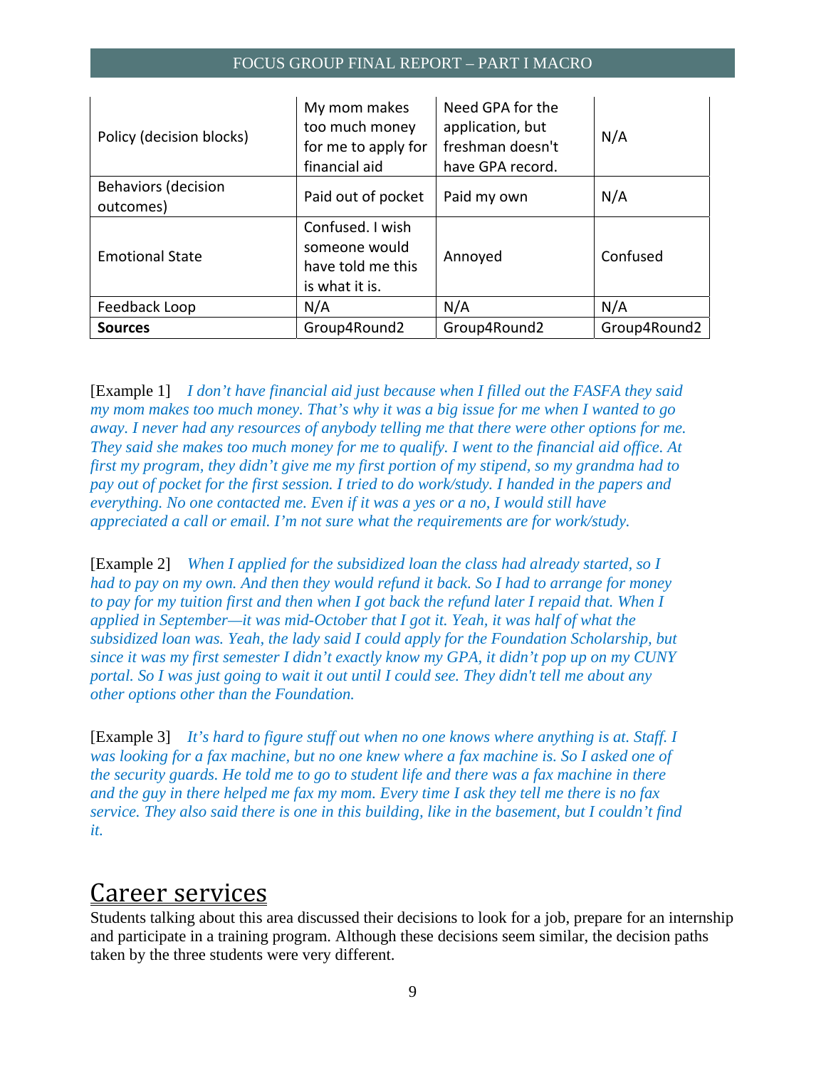| Policy (decision blocks) | My mom makes too much money for me to apply for financial aid | Need GPA for the application, but freshman doesn't have GPA record. | N/A |
|---|---|---|---|
| Behaviors (decision outcomes) | Paid out of pocket | Paid my own | N/A |
| Emotional State | Confused. I wish someone would have told me this is what it is. | Annoyed | Confused |
| Feedback Loop | N/A | N/A | N/A |
| **Sources** | Group4Round2 | Group4Round2 | Group4Round2 |

[Example 1] *I don't have financial aid just because when I filled out the FASFA they said my mom makes too much money. That's why it was a big issue for me when I wanted to go away. I never had any resources of anybody telling me that there were other options for me. They said she makes too much money for me to qualify. I went to the financial aid office. At first my program, they didn't give me my first portion of my stipend, so my grandma had to pay out of pocket for the first session. I tried to do work/study. I handed in the papers and everything. No one contacted me. Even if it was a yes or a no, I would still have appreciated a call or email. I'm not sure what the requirements are for work/study.*

[Example 2] *When I applied for the subsidized loan the class had already started, so I had to pay on my own. And then they would refund it back. So I had to arrange for money to pay for my tuition first and then when I got back the refund later I repaid that. When I applied in September—it was mid-October that I got it. Yeah, it was half of what the subsidized loan was. Yeah, the lady said I could apply for the Foundation Scholarship, but since it was my first semester I didn't exactly know my GPA, it didn't pop up on my CUNY portal. So I was just going to wait it out until I could see. They didn't tell me about any other options other than the Foundation.*

[Example 3] *It's hard to figure stuff out when no one knows where anything is at. Staff. I was looking for a fax machine, but no one knew where a fax machine is. So I asked one of the security guards. He told me to go to student life and there was a fax machine in there and the guy in there helped me fax my mom. Every time I ask they tell me there is no fax service. They also said there is one in this building, like in the basement, but I couldn't find it.*

# Career services

Students talking about this area discussed their decisions to look for a job, prepare for an internship and participate in a training program. Although these decisions seem similar, the decision paths taken by the three students were very different.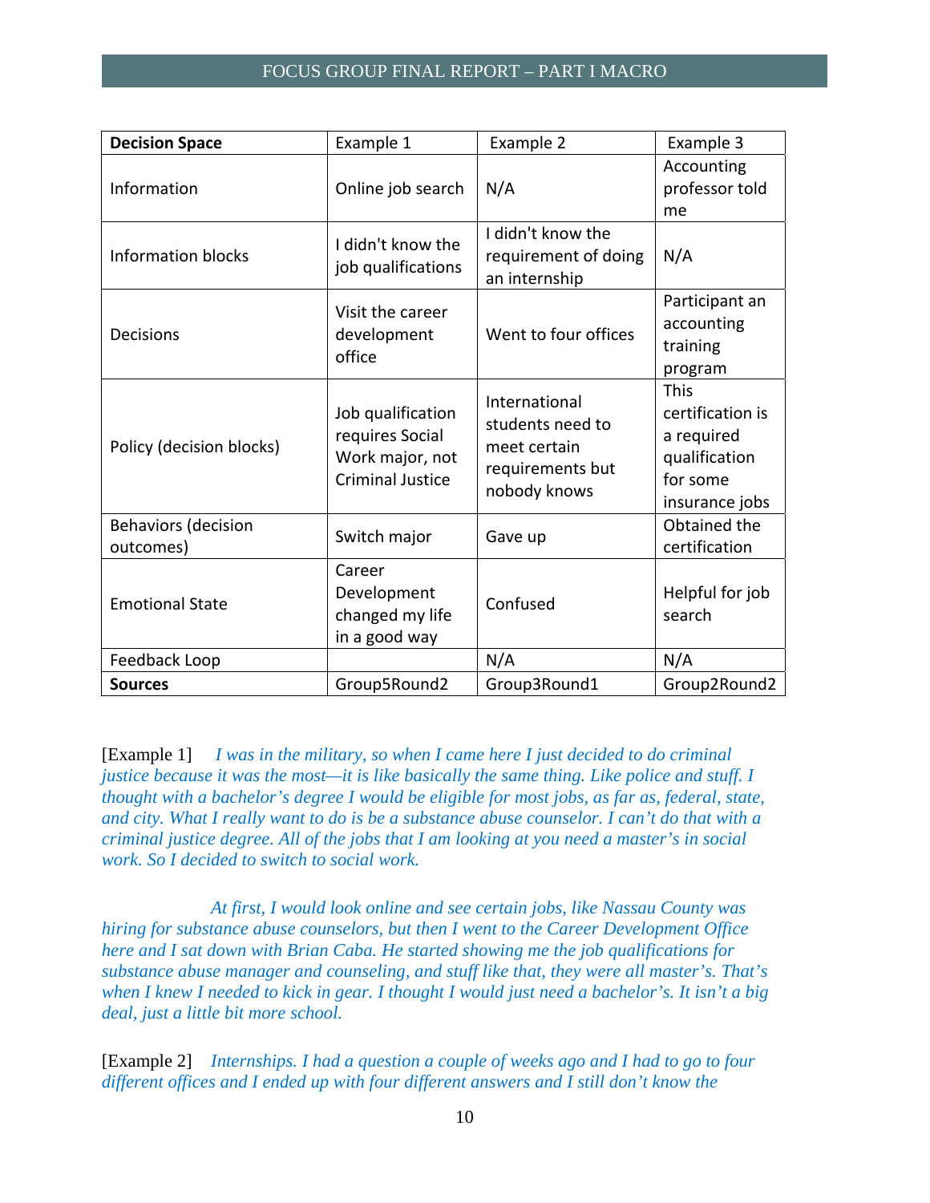| **Decision Space** | Example 1 | Example 2 | Example 3 |
|---|---|---|---|
| Information | Online job search | N/A | Accounting professor told me |
| Information blocks | I didn't know the job qualifications | I didn't know the requirement of doing an internship | N/A |
| Decisions | Visit the career development office | Went to four offices | Participant an accounting training program |
| Policy (decision blocks) | Job qualification requires Social Work major, not Criminal Justice | International students need to meet certain requirements but nobody knows | This certification is a required qualification for some insurance jobs |
| Behaviors (decision outcomes) | Switch major | Gave up | Obtained the certification |
| Emotional State | Career Development changed my life in a good way | Confused | Helpful for job search |
| Feedback Loop | | N/A | N/A |
| **Sources** | Group5Round2 | Group3Round1 | Group2Round2 |

[Example 1] *I was in the military, so when I came here I just decided to do criminal justice because it was the most—it is like basically the same thing. Like police and stuff. I thought with a bachelor's degree I would be eligible for most jobs, as far as, federal, state, and city. What I really want to do is be a substance abuse counselor. I can't do that with a criminal justice degree. All of the jobs that I am looking at you need a master's in social work. So I decided to switch to social work.*

*At first, I would look online and see certain jobs, like Nassau County was hiring for substance abuse counselors, but then I went to the Career Development Office here and I sat down with Brian Caba. He started showing me the job qualifications for substance abuse manager and counseling, and stuff like that, they were all master's. That's when I knew I needed to kick in gear. I thought I would just need a bachelor's. It isn't a big deal, just a little bit more school.*

[Example 2] *Internships. I had a question a couple of weeks ago and I had to go to four different offices and I ended up with four different answers and I still don't know the*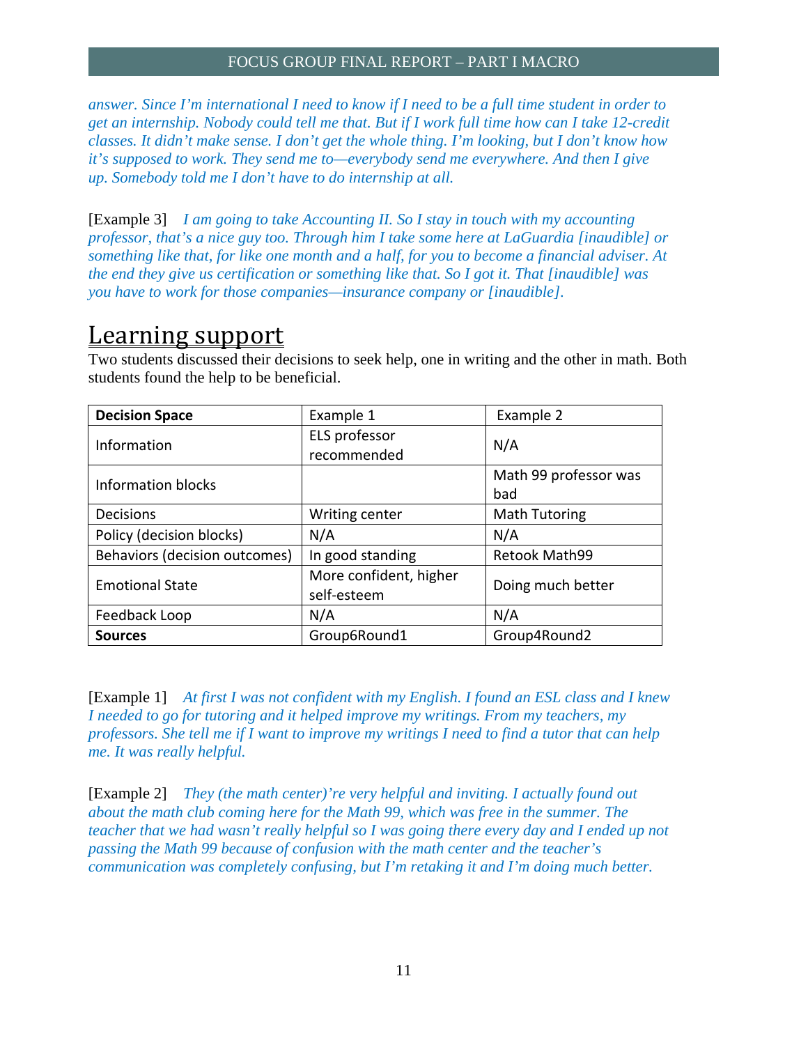*answer. Since I'm international I need to know if I need to be a full time student in order to get an internship. Nobody could tell me that. But if I work full time how can I take 12-credit classes. It didn't make sense. I don't get the whole thing. I'm looking, but I don't know how it's supposed to work. They send me to—everybody send me everywhere. And then I give up. Somebody told me I don't have to do internship at all.*

[Example 3] *I am going to take Accounting II. So I stay in touch with my accounting professor, that's a nice guy too. Through him I take some here at LaGuardia [inaudible] or something like that, for like one month and a half, for you to become a financial adviser. At the end they give us certification or something like that. So I got it. That [inaudible] was you have to work for those companies—insurance company or [inaudible].*

## Learning support

Two students discussed their decisions to seek help, one in writing and the other in math. Both students found the help to be beneficial.

| **Decision Space** | Example 1 | Example 2 |
|---|---|---|
| Information | ELS professor recommended | N/A |
| Information blocks | | Math 99 professor was bad |
| Decisions | Writing center | Math Tutoring |
| Policy (decision blocks) | N/A | N/A |
| Behaviors (decision outcomes) | In good standing | Retook Math99 |
| Emotional State | More confident, higher self-esteem | Doing much better |
| Feedback Loop | N/A | N/A |
| **Sources** | Group6Round1 | Group4Round2 |

[Example 1] *At first I was not confident with my English. I found an ESL class and I knew I needed to go for tutoring and it helped improve my writings. From my teachers, my professors. She tell me if I want to improve my writings I need to find a tutor that can help me. It was really helpful.*

[Example 2] *They (the math center)'re very helpful and inviting. I actually found out about the math club coming here for the Math 99, which was free in the summer. The teacher that we had wasn't really helpful so I was going there every day and I ended up not passing the Math 99 because of confusion with the math center and the teacher's communication was completely confusing, but I'm retaking it and I'm doing much better.*